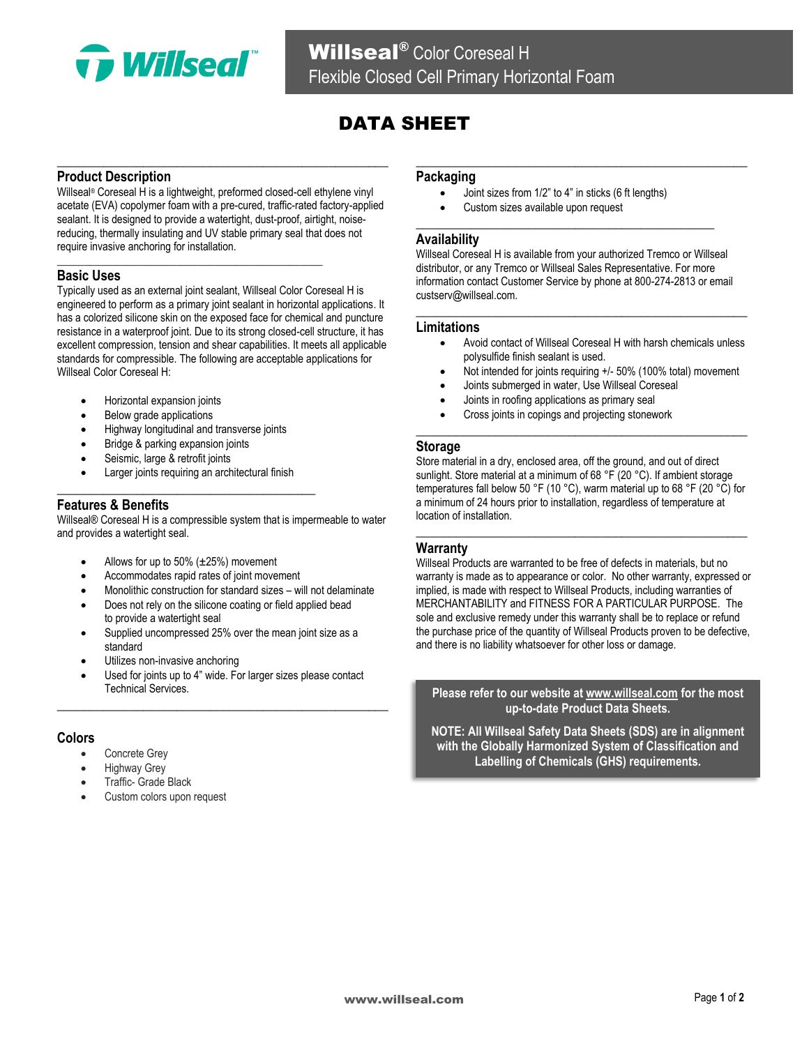# Willseal® Color Coreseal H

Flexible Closed Cell Primary Horizontal Foam

# DATA SHEET

## Product Description

Willseal® Coreseal H is a lightweight, preformed closed-cell ethylene vinyl acetate (EVA) copolymer foam with a pre-cured, traffic-rated factory-applied sealant. It is designed to provide a watertight, dust-proof, airtight, noise-reducing, thermally insulating and UV stable primary seal that does not require invasive anchoring for installation.

## Basic Uses

Typically used as an external joint sealant, Willseal Color Coreseal H is engineered to perform as a primary joint sealant in horizontal applications. It has a colorized silicone skin on the exposed face for chemical and puncture resistance in a waterproof joint. Due to its strong closed-cell structure, it has excellent compression, tension and shear capabilities. It meets all applicable standards for compressible. The following are acceptable applications for Willseal Color Coreseal H:

- Horizontal expansion joints
- Below grade applications
- Highway longitudinal and transverse joints
- Bridge & parking expansion joints
- Seismic, large & retrofit joints
- Larger joints requiring an architectural finish

## Features & Benefits

Willseal® Coreseal H is a compressible system that is impermeable to water and provides a watertight seal.

- Allows for up to 50% (±25%) movement
- Accommodates rapid rates of joint movement
- Monolithic construction for standard sizes – will not delaminate
- Does not rely on the silicone coating or field applied bead to provide a watertight seal
- Supplied uncompressed 25% over the mean joint size as a standard
- Utilizes non-invasive anchoring
- Used for joints up to 4" wide. For larger sizes please contact Technical Services.

## Colors

- Concrete Grey
- Highway Grey
- Traffic- Grade Black
- Custom colors upon request

## Packaging

- Joint sizes from 1/2" to 4" in sticks (6 ft lengths)
- Custom sizes available upon request

## Availability

Willseal Coreseal H is available from your authorized Tremco or Willseal distributor, or any Tremco or Willseal Sales Representative. For more information contact Customer Service by phone at 800-274-2813 or email custserv@willseal.com.

## Limitations

- Avoid contact of Willseal Coreseal H with harsh chemicals unless polysulfide finish sealant is used.
- Not intended for joints requiring +/- 50% (100% total) movement
- Joints submerged in water, Use Willseal Coreseal
- Joints in roofing applications as primary seal
- Cross joints in copings and projecting stonework

## Storage

Store material in a dry, enclosed area, off the ground, and out of direct sunlight. Store material at a minimum of 68 °F (20 °C). If ambient storage temperatures fall below 50 °F (10 °C), warm material up to 68 °F (20 °C) for a minimum of 24 hours prior to installation, regardless of temperature at location of installation.

## Warranty

Willseal Products are warranted to be free of defects in materials, but no warranty is made as to appearance or color. No other warranty, expressed or implied, is made with respect to Willseal Products, including warranties of MERCHANTABILITY and FITNESS FOR A PARTICULAR PURPOSE. The sole and exclusive remedy under this warranty shall be to replace or refund the purchase price of the quantity of Willseal Products proven to be defective, and there is no liability whatsoever for other loss or damage.

**Please refer to our website at www.willseal.com for the most up-to-date Product Data Sheets.**

**NOTE: All Willseal Safety Data Sheets (SDS) are in alignment with the Globally Harmonized System of Classification and Labelling of Chemicals (GHS) requirements.**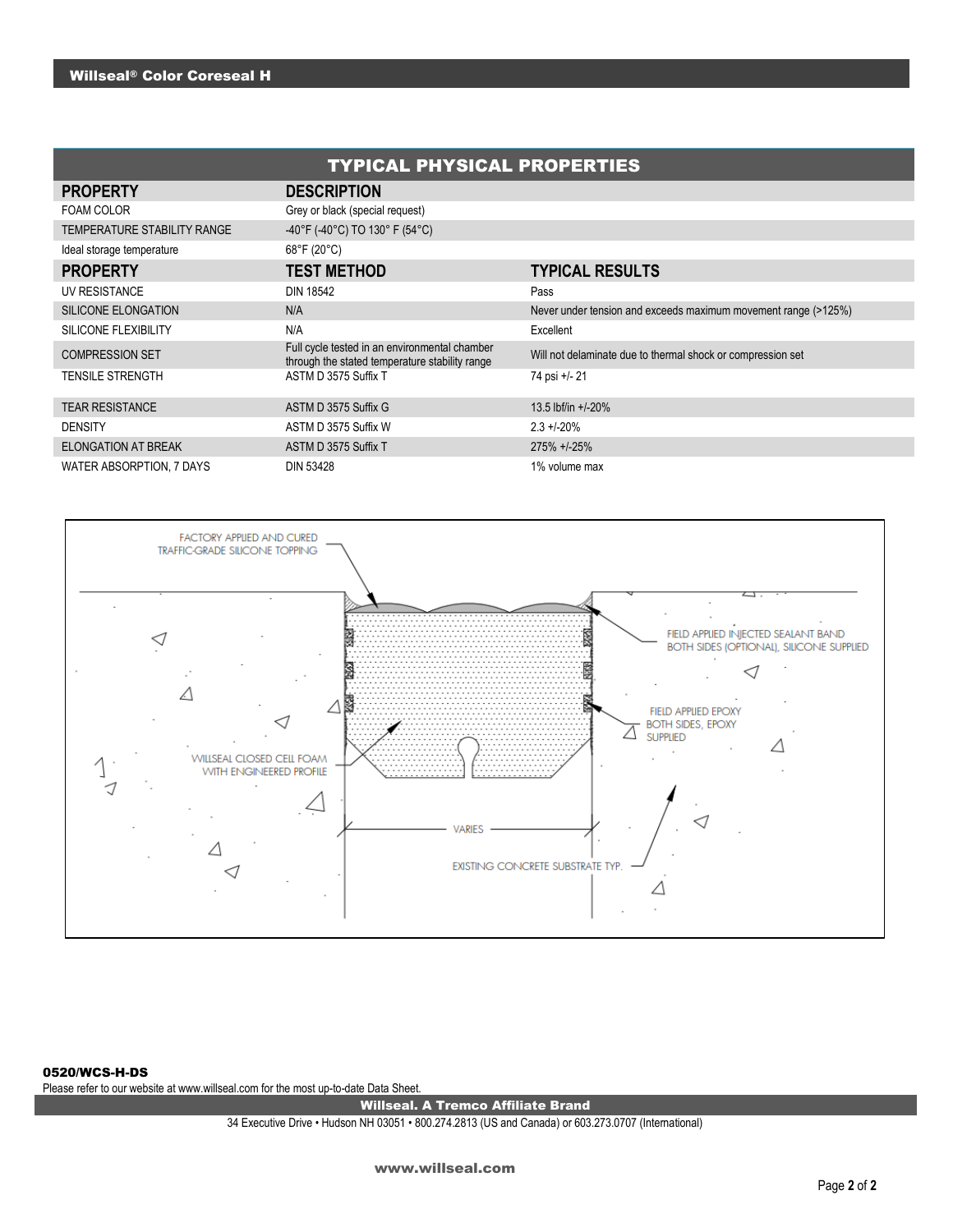## TYPICAL PHYSICAL PROPERTIES

| PROPERTY | DESCRIPTION | |
|---|---|---|
| FOAM COLOR | Grey or black (special request) | |
| TEMPERATURE STABILITY RANGE | -40°F (-40°C) TO 130° F (54°C) | |
| Ideal storage temperature | 68°F (20°C) | |
| **PROPERTY** | **TEST METHOD** | **TYPICAL RESULTS** |
| UV RESISTANCE | DIN 18542 | Pass |
| SILICONE ELONGATION | N/A | Never under tension and exceeds maximum movement range (>125%) |
| SILICONE FLEXIBILITY | N/A | Excellent |
| COMPRESSION SET | Full cycle tested in an environmental chamber through the stated temperature stability range | Will not delaminate due to thermal shock or compression set |
| TENSILE STRENGTH | ASTM D 3575 Suffix T | 74 psi +/- 21 |
| TEAR RESISTANCE | ASTM D 3575 Suffix G | 13.5 lbf/in +/-20% |
| DENSITY | ASTM D 3575 Suffix W | 2.3 +/-20% |
| ELONGATION AT BREAK | ASTM D 3575 Suffix T | 275% +/-25% |
| WATER ABSORPTION, 7 DAYS | DIN 53428 | 1% volume max |

FACTORY APPLIED AND CURED TRAFFIC-GRADE SILICONE TOPPING

FIELD APPLIED INJECTED SEALANT BAND BOTH SIDES (OPTIONAL), SILICONE SUPPLIED

FIELD APPLIED EPOXY BOTH SIDES, EPOXY SUPPLIED

WILLSEAL CLOSED CELL FOAM WITH ENGINEERED PROFILE

VARIES

EXISTING CONCRETE SUBSTRATE TYP.

**0520/WCS-H-DS**

Please refer to our website at www.willseal.com for the most up-to-date Data Sheet.

**Willseal. A Tremco Affiliate Brand**

34 Executive Drive • Hudson NH 03051 • 800.274.2813 (US and Canada) or 603.273.0707 (International)

**www.willseal.com**